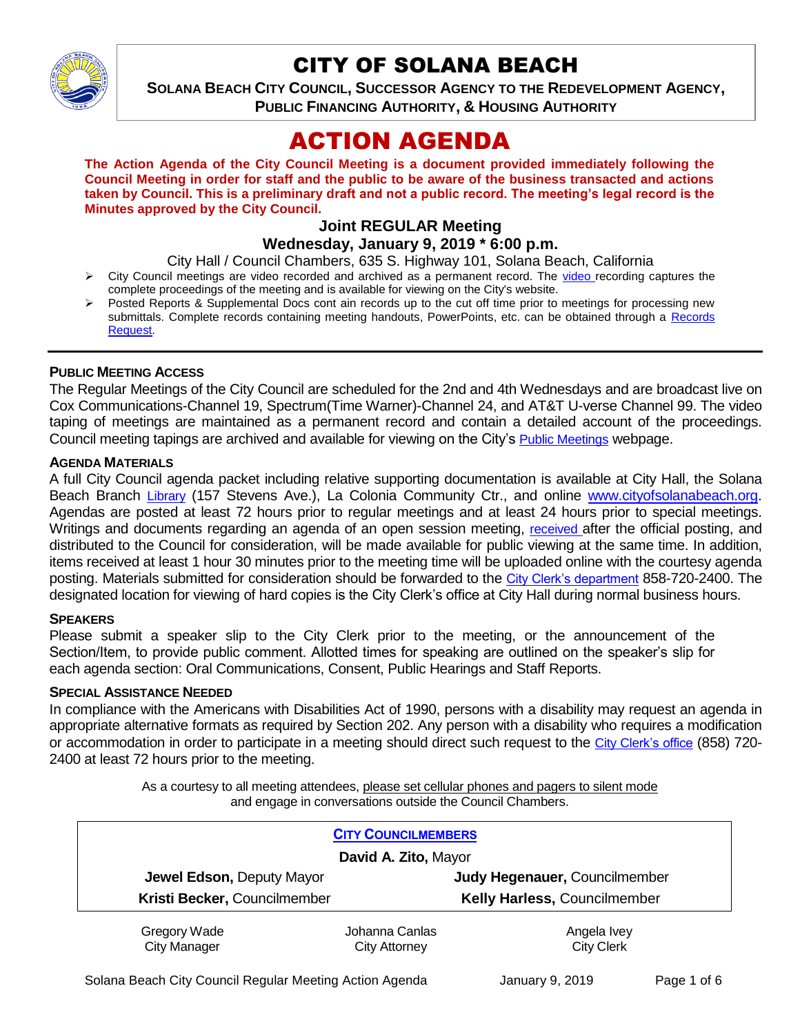# CITY OF SOLANA BEACH

**SOLANA BEACH CITY COUNCIL, SUCCESSOR AGENCY TO THE REDEVELOPMENT AGENCY, PUBLIC FINANCING AUTHORITY, & HOUSING AUTHORITY**

# ACTION AGENDA

**The Action Agenda of the City Council Meeting is a document provided immediately following the Council Meeting in order for staff and the public to be aware of the business transacted and actions taken by Council. This is a preliminary draft and not a public record. The meeting's legal record is the Minutes approved by the City Council.**

### Joint REGULAR Meeting
### Wednesday, January 9, 2019 * 6:00 p.m.

City Hall / Council Chambers, 635 S. Highway 101, Solana Beach, California

- City Council meetings are video recorded and archived as a permanent record. The video recording captures the complete proceedings of the meeting and is available for viewing on the City's website.
- Posted Reports & Supplemental Docs cont ain records up to the cut off time prior to meetings for processing new submittals. Complete records containing meeting handouts, PowerPoints, etc. can be obtained through a Records Request.

---

**PUBLIC MEETING ACCESS**

The Regular Meetings of the City Council are scheduled for the 2nd and 4th Wednesdays and are broadcast live on Cox Communications-Channel 19, Spectrum(Time Warner)-Channel 24, and AT&T U-verse Channel 99. The video taping of meetings are maintained as a permanent record and contain a detailed account of the proceedings. Council meeting tapings are archived and available for viewing on the City's Public Meetings webpage.

**AGENDA MATERIALS**

A full City Council agenda packet including relative supporting documentation is available at City Hall, the Solana Beach Branch Library (157 Stevens Ave.), La Colonia Community Ctr., and online www.cityofsolanabeach.org. Agendas are posted at least 72 hours prior to regular meetings and at least 24 hours prior to special meetings. Writings and documents regarding an agenda of an open session meeting, received after the official posting, and distributed to the Council for consideration, will be made available for public viewing at the same time. In addition, items received at least 1 hour 30 minutes prior to the meeting time will be uploaded online with the courtesy agenda posting. Materials submitted for consideration should be forwarded to the City Clerk's department 858-720-2400. The designated location for viewing of hard copies is the City Clerk's office at City Hall during normal business hours.

**SPEAKERS**

Please submit a speaker slip to the City Clerk prior to the meeting, or the announcement of the Section/Item, to provide public comment. Allotted times for speaking are outlined on the speaker's slip for each agenda section: Oral Communications, Consent, Public Hearings and Staff Reports.

**SPECIAL ASSISTANCE NEEDED**

In compliance with the Americans with Disabilities Act of 1990, persons with a disability may request an agenda in appropriate alternative formats as required by Section 202. Any person with a disability who requires a modification or accommodation in order to participate in a meeting should direct such request to the City Clerk's office (858) 720-2400 at least 72 hours prior to the meeting.

As a courtesy to all meeting attendees, please set cellular phones and pagers to silent mode and engage in conversations outside the Council Chambers.

**CITY COUNCILMEMBERS**

**David A. Zito,** Mayor

| | |
|---|---|
| **Jewel Edson,** Deputy Mayor | **Judy Hegenauer,** Councilmember |
| **Kristi Becker,** Councilmember | **Kelly Harless,** Councilmember |

| Gregory Wade | Johanna Canlas | Angela Ivey |
|---|---|---|
| City Manager | City Attorney | City Clerk |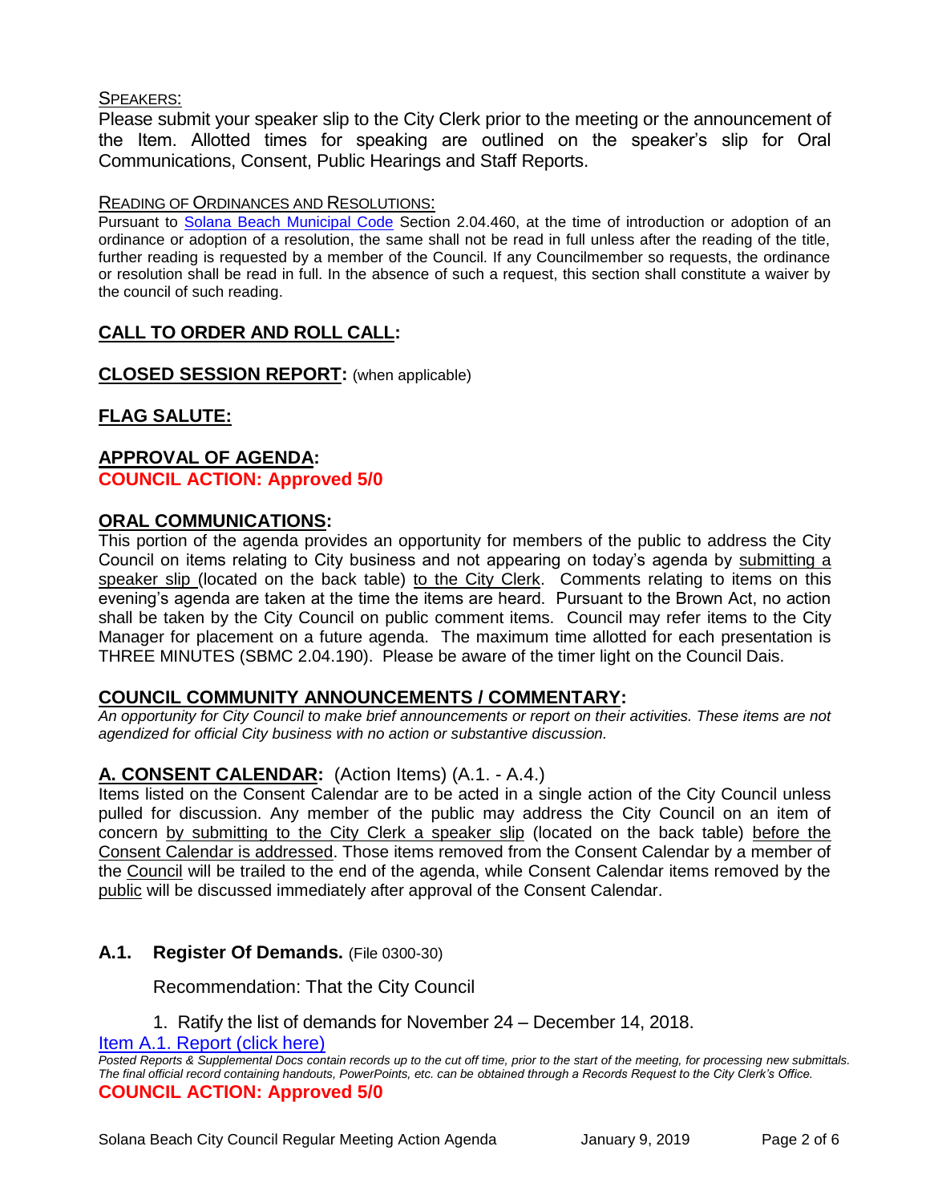SPEAKERS:

Please submit your speaker slip to the City Clerk prior to the meeting or the announcement of the Item. Allotted times for speaking are outlined on the speaker's slip for Oral Communications, Consent, Public Hearings and Staff Reports.

READING OF ORDINANCES AND RESOLUTIONS:

Pursuant to Solana Beach Municipal Code Section 2.04.460, at the time of introduction or adoption of an ordinance or adoption of a resolution, the same shall not be read in full unless after the reading of the title, further reading is requested by a member of the Council. If any Councilmember so requests, the ordinance or resolution shall be read in full. In the absence of such a request, this section shall constitute a waiver by the council of such reading.

## CALL TO ORDER AND ROLL CALL:

## CLOSED SESSION REPORT: (when applicable)

## FLAG SALUTE:

## APPROVAL OF AGENDA:

**COUNCIL ACTION: Approved 5/0**

## ORAL COMMUNICATIONS:

This portion of the agenda provides an opportunity for members of the public to address the City Council on items relating to City business and not appearing on today's agenda by submitting a speaker slip (located on the back table) to the City Clerk. Comments relating to items on this evening's agenda are taken at the time the items are heard. Pursuant to the Brown Act, no action shall be taken by the City Council on public comment items. Council may refer items to the City Manager for placement on a future agenda. The maximum time allotted for each presentation is THREE MINUTES (SBMC 2.04.190). Please be aware of the timer light on the Council Dais.

## COUNCIL COMMUNITY ANNOUNCEMENTS / COMMENTARY:

*An opportunity for City Council to make brief announcements or report on their activities. These items are not agendized for official City business with no action or substantive discussion.*

## A. CONSENT CALENDAR: (Action Items) (A.1. - A.4.)

Items listed on the Consent Calendar are to be acted in a single action of the City Council unless pulled for discussion. Any member of the public may address the City Council on an item of concern by submitting to the City Clerk a speaker slip (located on the back table) before the Consent Calendar is addressed. Those items removed from the Consent Calendar by a member of the Council will be trailed to the end of the agenda, while Consent Calendar items removed by the public will be discussed immediately after approval of the Consent Calendar.

### A.1. Register Of Demands. (File 0300-30)

Recommendation: That the City Council

1. Ratify the list of demands for November 24 – December 14, 2018.

Item A.1. Report (click here)

*Posted Reports & Supplemental Docs contain records up to the cut off time, prior to the start of the meeting, for processing new submittals. The final official record containing handouts, PowerPoints, etc. can be obtained through a Records Request to the City Clerk's Office.*

**COUNCIL ACTION: Approved 5/0**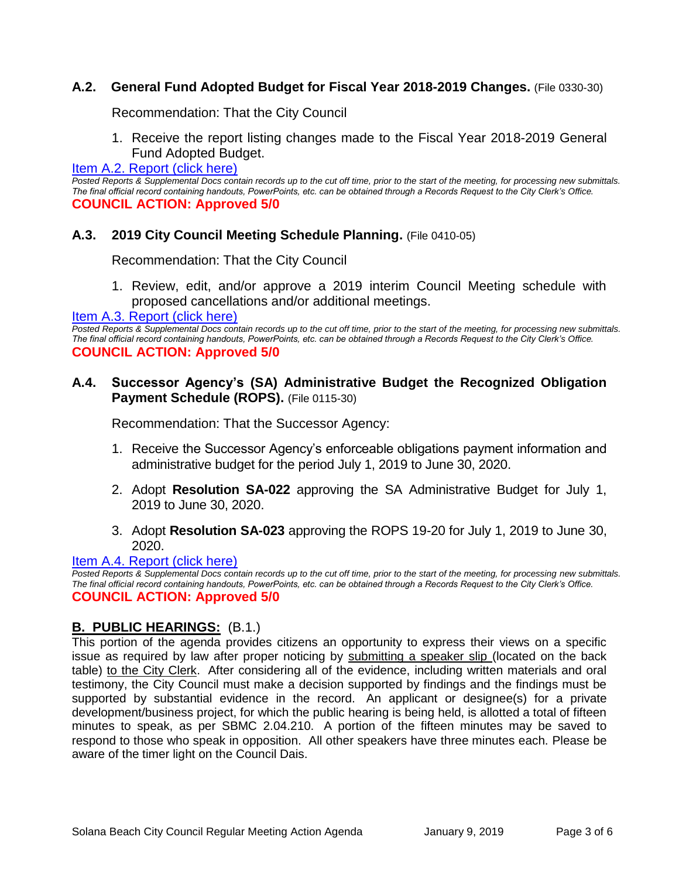### A.2. General Fund Adopted Budget for Fiscal Year 2018-2019 Changes. (File 0330-30)

Recommendation: That the City Council

1. Receive the report listing changes made to the Fiscal Year 2018-2019 General Fund Adopted Budget.

[Item A.2. Report (click here)]

*Posted Reports & Supplemental Docs contain records up to the cut off time, prior to the start of the meeting, for processing new submittals. The final official record containing handouts, PowerPoints, etc. can be obtained through a Records Request to the City Clerk's Office.*

**COUNCIL ACTION: Approved 5/0**

### A.3. 2019 City Council Meeting Schedule Planning. (File 0410-05)

Recommendation: That the City Council

1. Review, edit, and/or approve a 2019 interim Council Meeting schedule with proposed cancellations and/or additional meetings.

[Item A.3. Report (click here)]

*Posted Reports & Supplemental Docs contain records up to the cut off time, prior to the start of the meeting, for processing new submittals. The final official record containing handouts, PowerPoints, etc. can be obtained through a Records Request to the City Clerk's Office.*

**COUNCIL ACTION: Approved 5/0**

### A.4. Successor Agency's (SA) Administrative Budget the Recognized Obligation Payment Schedule (ROPS). (File 0115-30)

Recommendation: That the Successor Agency:

1. Receive the Successor Agency's enforceable obligations payment information and administrative budget for the period July 1, 2019 to June 30, 2020.
2. Adopt **Resolution SA-022** approving the SA Administrative Budget for July 1, 2019 to June 30, 2020.
3. Adopt **Resolution SA-023** approving the ROPS 19-20 for July 1, 2019 to June 30, 2020.

[Item A.4. Report (click here)]

*Posted Reports & Supplemental Docs contain records up to the cut off time, prior to the start of the meeting, for processing new submittals. The final official record containing handouts, PowerPoints, etc. can be obtained through a Records Request to the City Clerk's Office.*

**COUNCIL ACTION: Approved 5/0**

## B. PUBLIC HEARINGS: (B.1.)

This portion of the agenda provides citizens an opportunity to express their views on a specific issue as required by law after proper noticing by submitting a speaker slip (located on the back table) to the City Clerk. After considering all of the evidence, including written materials and oral testimony, the City Council must make a decision supported by findings and the findings must be supported by substantial evidence in the record. An applicant or designee(s) for a private development/business project, for which the public hearing is being held, is allotted a total of fifteen minutes to speak, as per SBMC 2.04.210. A portion of the fifteen minutes may be saved to respond to those who speak in opposition. All other speakers have three minutes each. Please be aware of the timer light on the Council Dais.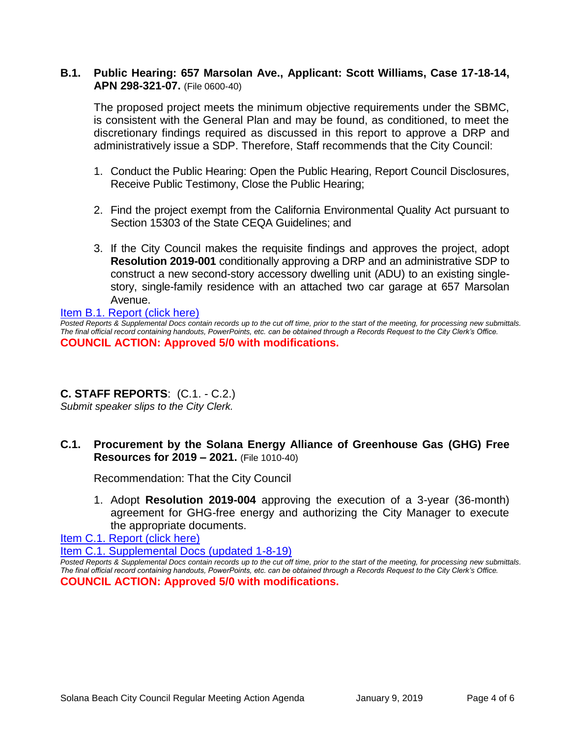### B.1. Public Hearing: 657 Marsolan Ave., Applicant: Scott Williams, Case 17-18-14, APN 298-321-07. (File 0600-40)

The proposed project meets the minimum objective requirements under the SBMC, is consistent with the General Plan and may be found, as conditioned, to meet the discretionary findings required as discussed in this report to approve a DRP and administratively issue a SDP. Therefore, Staff recommends that the City Council:

1. Conduct the Public Hearing: Open the Public Hearing, Report Council Disclosures, Receive Public Testimony, Close the Public Hearing;
2. Find the project exempt from the California Environmental Quality Act pursuant to Section 15303 of the State CEQA Guidelines; and
3. If the City Council makes the requisite findings and approves the project, adopt **Resolution 2019-001** conditionally approving a DRP and an administrative SDP to construct a new second-story accessory dwelling unit (ADU) to an existing single-story, single-family residence with an attached two car garage at 657 Marsolan Avenue.

Item B.1. Report (click here)

*Posted Reports & Supplemental Docs contain records up to the cut off time, prior to the start of the meeting, for processing new submittals. The final official record containing handouts, PowerPoints, etc. can be obtained through a Records Request to the City Clerk's Office.*

**COUNCIL ACTION: Approved 5/0 with modifications.**

## C. STAFF REPORTS: (C.1. - C.2.)

*Submit speaker slips to the City Clerk.*

### C.1. Procurement by the Solana Energy Alliance of Greenhouse Gas (GHG) Free Resources for 2019 – 2021. (File 1010-40)

Recommendation: That the City Council

1. Adopt **Resolution 2019-004** approving the execution of a 3-year (36-month) agreement for GHG-free energy and authorizing the City Manager to execute the appropriate documents.

Item C.1. Report (click here)

Item C.1. Supplemental Docs (updated 1-8-19)

*Posted Reports & Supplemental Docs contain records up to the cut off time, prior to the start of the meeting, for processing new submittals. The final official record containing handouts, PowerPoints, etc. can be obtained through a Records Request to the City Clerk's Office.*

**COUNCIL ACTION: Approved 5/0 with modifications.**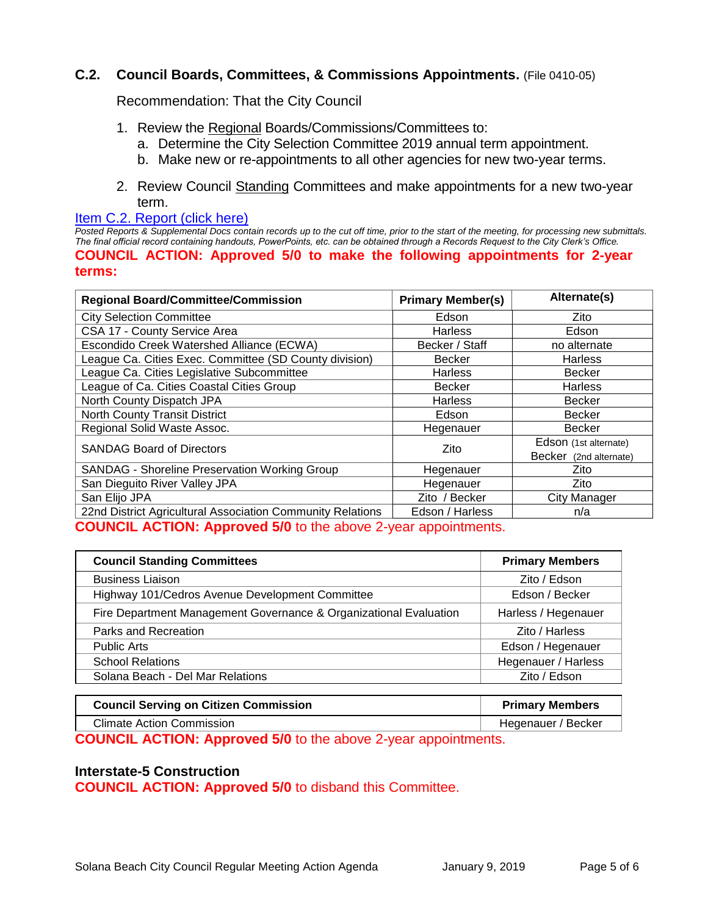### C.2. Council Boards, Committees, & Commissions Appointments. (File 0410-05)

Recommendation: That the City Council

1. Review the Regional Boards/Commissions/Committees to:
   a. Determine the City Selection Committee 2019 annual term appointment.
   b. Make new or re-appointments to all other agencies for new two-year terms.

2. Review Council Standing Committees and make appointments for a new two-year term.

[Item C.2. Report (click here)](#)

*Posted Reports & Supplemental Docs contain records up to the cut off time, prior to the start of the meeting, for processing new submittals. The final official record containing handouts, PowerPoints, etc. can be obtained through a Records Request to the City Clerk's Office.*

**COUNCIL ACTION: Approved 5/0 to make the following appointments for 2-year terms:**

| Regional Board/Committee/Commission | Primary Member(s) | Alternate(s) |
|---|---|---|
| City Selection Committee | Edson | Zito |
| CSA 17 - County Service Area | Harless | Edson |
| Escondido Creek Watershed Alliance (ECWA) | Becker / Staff | no alternate |
| League Ca. Cities Exec. Committee (SD County division) | Becker | Harless |
| League Ca. Cities Legislative Subcommittee | Harless | Becker |
| League of Ca. Cities Coastal Cities Group | Becker | Harless |
| North County Dispatch JPA | Harless | Becker |
| North County Transit District | Edson | Becker |
| Regional Solid Waste Assoc. | Hegenauer | Becker |
| SANDAG Board of Directors | Zito | Edson (1st alternate) Becker (2nd alternate) |
| SANDAG - Shoreline Preservation Working Group | Hegenauer | Zito |
| San Dieguito River Valley JPA | Hegenauer | Zito |
| San Elijo JPA | Zito / Becker | City Manager |
| 22nd District Agricultural Association Community Relations | Edson / Harless | n/a |

**COUNCIL ACTION: Approved 5/0** to the above 2-year appointments.

| Council Standing Committees | Primary Members |
|---|---|
| Business Liaison | Zito / Edson |
| Highway 101/Cedros Avenue Development Committee | Edson / Becker |
| Fire Department Management Governance & Organizational Evaluation | Harless / Hegenauer |
| Parks and Recreation | Zito / Harless |
| Public Arts | Edson / Hegenauer |
| School Relations | Hegenauer / Harless |
| Solana Beach - Del Mar Relations | Zito / Edson |

| Council Serving on Citizen Commission | Primary Members |
|---|---|
| Climate Action Commission | Hegenauer / Becker |

**COUNCIL ACTION: Approved 5/0** to the above 2-year appointments.

**Interstate-5 Construction**

**COUNCIL ACTION: Approved 5/0** to disband this Committee.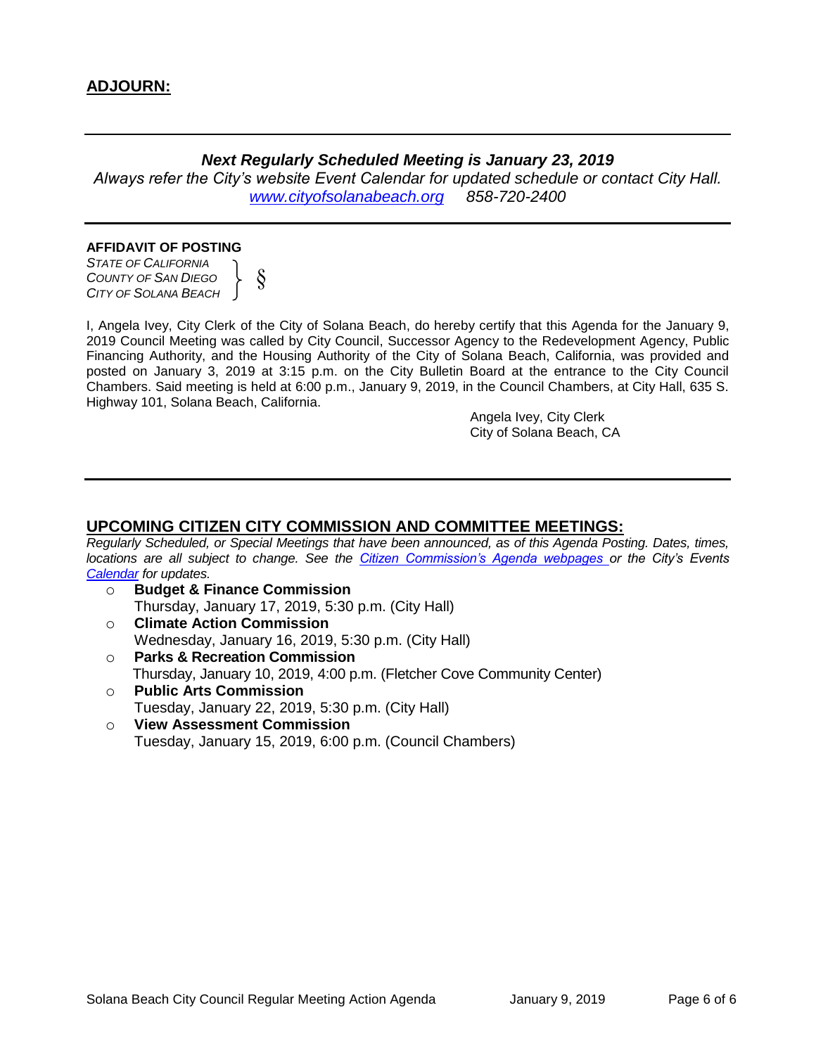## ADJOURN:

---

***Next Regularly Scheduled Meeting is January 23, 2019***

*Always refer the City's website Event Calendar for updated schedule or contact City Hall.*
*[www.cityofsolanabeach.org](http://www.cityofsolanabeach.org)     858-720-2400*

---

**AFFIDAVIT OF POSTING**

*STATE OF CALIFORNIA*
*COUNTY OF SAN DIEGO*   }  §
*CITY OF SOLANA BEACH*

I, Angela Ivey, City Clerk of the City of Solana Beach, do hereby certify that this Agenda for the January 9, 2019 Council Meeting was called by City Council, Successor Agency to the Redevelopment Agency, Public Financing Authority, and the Housing Authority of the City of Solana Beach, California, was provided and posted on January 3, 2019 at 3:15 p.m. on the City Bulletin Board at the entrance to the City Council Chambers. Said meeting is held at 6:00 p.m., January 9, 2019, in the Council Chambers, at City Hall, 635 S. Highway 101, Solana Beach, California.

Angela Ivey, City Clerk
City of Solana Beach, CA

---

## UPCOMING CITIZEN CITY COMMISSION AND COMMITTEE MEETINGS:

*Regularly Scheduled, or Special Meetings that have been announced, as of this Agenda Posting. Dates, times, locations are all subject to change. See the [Citizen Commission's Agenda webpages]() or the City's Events [Calendar]() for updates.*

- **Budget & Finance Commission**
  Thursday, January 17, 2019, 5:30 p.m. (City Hall)
- **Climate Action Commission**
  Wednesday, January 16, 2019, 5:30 p.m. (City Hall)
- **Parks & Recreation Commission**
  Thursday, January 10, 2019, 4:00 p.m. (Fletcher Cove Community Center)
- **Public Arts Commission**
  Tuesday, January 22, 2019, 5:30 p.m. (City Hall)
- **View Assessment Commission**
  Tuesday, January 15, 2019, 6:00 p.m. (Council Chambers)